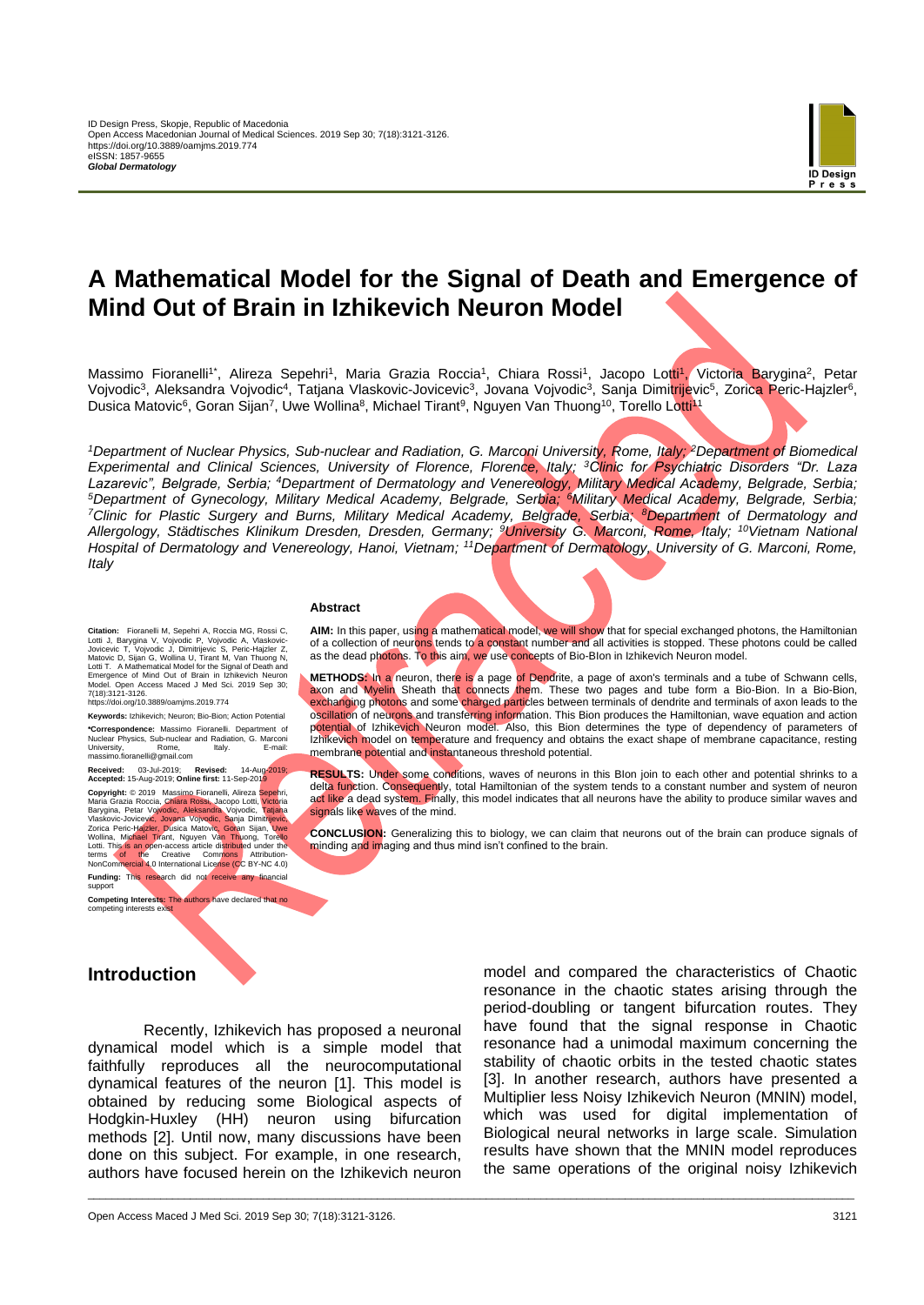ID Design Press, Skopje, Republic of Macedonia
Open Access Macedonian Journal of Medical Sciences. 2019 Sep 30; 7(18):3121-3126.
https://doi.org/10.3889/oamjms.2019.774
eISSN: 1857-9655
***Global Dermatology***

# A Mathematical Model for the Signal of Death and Emergence of Mind Out of Brain in Izhikevich Neuron Model

Massimo Fioranelli[1*], Alireza Sepehri[1], Maria Grazia Roccia[1], Chiara Rossi[1], Jacopo Lotti[1], Victoria Barygina[2], Petar Vojvodic[3], Aleksandra Vojvodic[4], Tatjana Vlaskovic-Jovicevic[3], Jovana Vojvodic[3], Sanja Dimitrijevic[5], Zorica Peric-Hajzler[6], Dusica Matovic[6], Goran Sijan[7], Uwe Wollina[8], Michael Tirant[9], Nguyen Van Thuong[10], Torello Lotti[11]

*[1]Department of Nuclear Physics, Sub-nuclear and Radiation, G. Marconi University, Rome, Italy; [2]Department of Biomedical Experimental and Clinical Sciences, University of Florence, Florence, Italy; [3]Clinic for Psychiatric Disorders "Dr. Laza Lazarevic", Belgrade, Serbia; [4]Department of Dermatology and Venereology, Military Medical Academy, Belgrade, Serbia; [5]Department of Gynecology, Military Medical Academy, Belgrade, Serbia; [6]Military Medical Academy, Belgrade, Serbia; [7]Clinic for Plastic Surgery and Burns, Military Medical Academy, Belgrade, Serbia; [8]Department of Dermatology and Allergology, Städtisches Klinikum Dresden, Dresden, Germany; [9]University G. Marconi, Rome, Italy; [10]Vietnam National Hospital of Dermatology and Venereology, Hanoi, Vietnam; [11]Department of Dermatology, University of G. Marconi, Rome, Italy*

**Citation:** Fioranelli M, Sepehri A, Roccia MG, Rossi C, Lotti J, Barygina V, Vojvodic P, Vojvodic A, Vlaskovic-Jovicevic T, Vojvodic J, Dimitrijevic S, Peric-Hajzler Z, Matovic D, Sijan G, Wollina U, Tirant M, Van Thuong N, Lotti T. A Mathematical Model for the Signal of Death and Emergence of Mind Out of Brain in Izhikevich Neuron Model. Open Access Maced J Med Sci. 2019 Sep 30; 7(18):3121-3126. https://doi.org/10.3889/oamjms.2019.774

**Keywords:** Izhikevich; Neuron; Bio-Bion; Action Potential

***Correspondence:** Massimo Fioranelli. Department of Nuclear Physics, Sub-nuclear and Radiation, G. Marconi University, Rome, Italy. E-mail: massimo.fioranelli@gmail.com

**Received:** 03-Jul-2019; **Revised:** 14-Aug-2019; **Accepted:** 15-Aug-2019; **Online first:** 11-Sep-2019

**Copyright:** © 2019 Massimo Fioranelli, Alireza Sepehri, Maria Grazia Roccia, Chiara Rossi, Jacopo Lotti, Victoria Barygina, Petar Vojvodic, Aleksandra Vojvodic, Tatjana Vlaskovic-Jovicevic, Jovana Vojvodic, Sanja Dimitrijevic, Zorica Peric-Hajzler, Dusica Matovic, Goran Sijan, Uwe Wollina, Michael Tirant, Nguyen Van Thuong, Torello Lotti. This is an open-access article distributed under the terms of the Creative Commons Attribution-NonCommercial 4.0 International License (CC BY-NC 4.0)

**Funding:** This research did not receive any financial support

**Competing Interests:** The authors have declared that no competing interests exist

## Abstract

**AIM:** In this paper, using a mathematical model, we will show that for special exchanged photons, the Hamiltonian of a collection of neurons tends to a constant number and all activities is stopped. These photons could be called as the dead photons. To this aim, we use concepts of Bio-BIon in Izhikevich Neuron model.

**METHODS:** In a neuron, there is a page of Dendrite, a page of axon's terminals and a tube of Schwann cells, axon and Myelin Sheath that connects them. These two pages and tube form a Bio-Bion. In a Bio-Bion, exchanging photons and some charged particles between terminals of dendrite and terminals of axon leads to the oscillation of neurons and transferring information. This Bion produces the Hamiltonian, wave equation and action potential of Izhikevich Neuron model. Also, this Bion determines the type of dependency of parameters of Izhikevich model on temperature and frequency and obtains the exact shape of membrane capacitance, resting membrane potential and instantaneous threshold potential.

**RESULTS:** Under some conditions, waves of neurons in this BIon join to each other and potential shrinks to a delta function. Consequently, total Hamiltonian of the system tends to a constant number and system of neuron act like a dead system. Finally, this model indicates that all neurons have the ability to produce similar waves and signals like waves of the mind.

**CONCLUSION:** Generalizing this to biology, we can claim that neurons out of the brain can produce signals of minding and imaging and thus mind isn't confined to the brain.

## Introduction

Recently, Izhikevich has proposed a neuronal dynamical model which is a simple model that faithfully reproduces all the neurocomputational dynamical features of the neuron [1]. This model is obtained by reducing some Biological aspects of Hodgkin-Huxley (HH) neuron using bifurcation methods [2]. Until now, many discussions have been done on this subject. For example, in one research, authors have focused herein on the Izhikevich neuron model and compared the characteristics of Chaotic resonance in the chaotic states arising through the period-doubling or tangent bifurcation routes. They have found that the signal response in Chaotic resonance had a unimodal maximum concerning the stability of chaotic orbits in the tested chaotic states [3]. In another research, authors have presented a Multiplier less Noisy Izhikevich Neuron (MNIN) model, which was used for digital implementation of Biological neural networks in large scale. Simulation results have shown that the MNIN model reproduces the same operations of the original noisy Izhikevich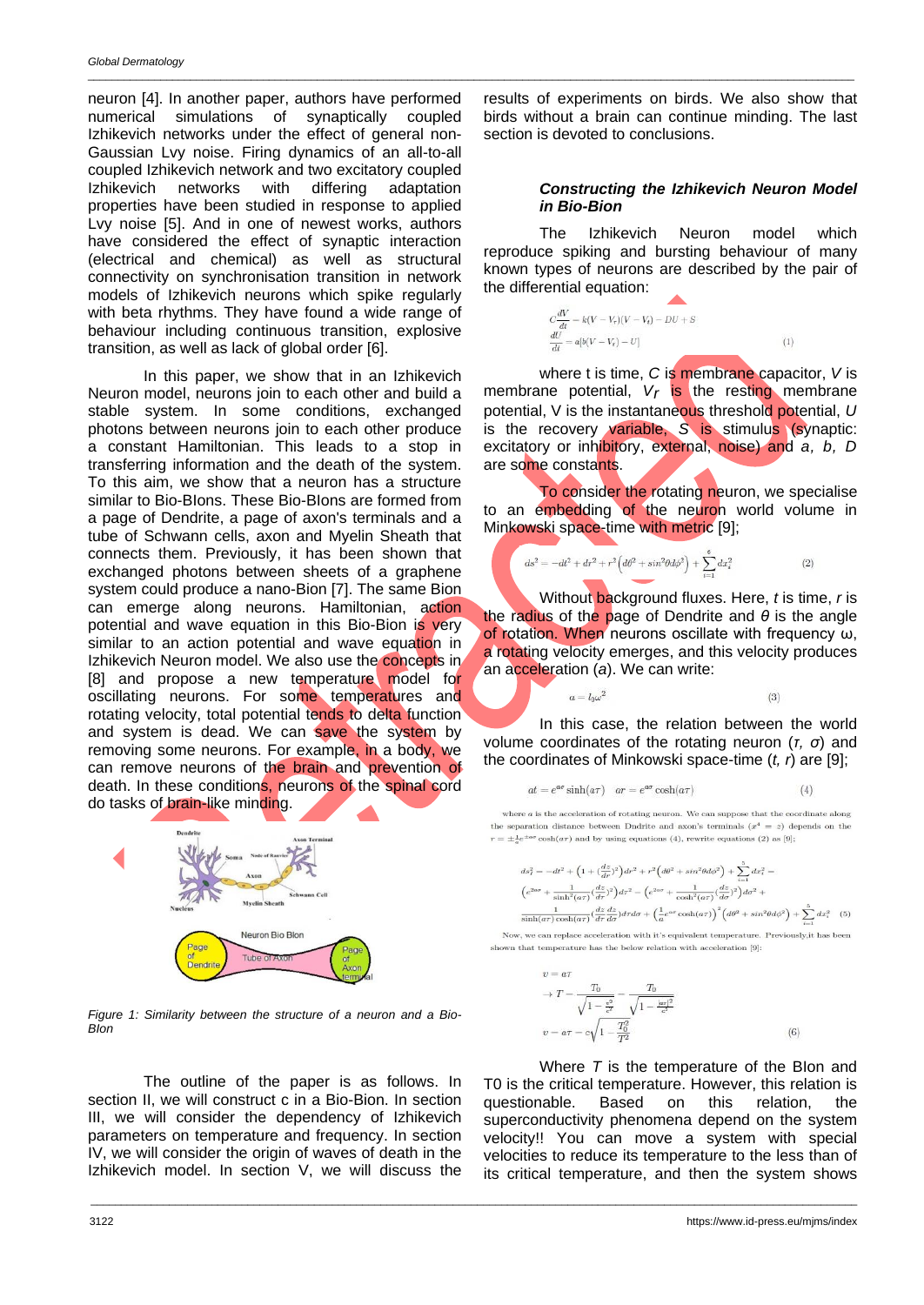neuron [4]. In another paper, authors have performed numerical simulations of synaptically coupled Izhikevich networks under the effect of general non-Gaussian Lvy noise. Firing dynamics of an all-to-all coupled Izhikevich network and two excitatory coupled Izhikevich networks with differing adaptation properties have been studied in response to applied Lvy noise [5]. And in one of newest works, authors have considered the effect of synaptic interaction (electrical and chemical) as well as structural connectivity on synchronisation transition in network models of Izhikevich neurons which spike regularly with beta rhythms. They have found a wide range of behaviour including continuous transition, explosive transition, as well as lack of global order [6].

In this paper, we show that in an Izhikevich Neuron model, neurons join to each other and build a stable system. In some conditions, exchanged photons between neurons join to each other produce a constant Hamiltonian. This leads to a stop in transferring information and the death of the system. To this aim, we show that a neuron has a structure similar to Bio-BIons. These Bio-BIons are formed from a page of Dendrite, a page of axon's terminals and a tube of Schwann cells, axon and Myelin Sheath that connects them. Previously, it has been shown that exchanged photons between sheets of a graphene system could produce a nano-Bion [7]. The same Bion can emerge along neurons. Hamiltonian, action potential and wave equation in this Bio-Bion is very similar to an action potential and wave equation in Izhikevich Neuron model. We also use the concepts in [8] and propose a new temperature model for oscillating neurons. For some temperatures and rotating velocity, total potential tends to delta function and system is dead. We can save the system by removing some neurons. For example, in a body, we can remove neurons of the brain and prevention of death. In these conditions, neurons of the spinal cord do tasks of brain-like minding.

Figure 1: Similarity between the structure of a neuron and a Bio-BIon

The outline of the paper is as follows. In section II, we will construct c in a Bio-Bion. In section III, we will consider the dependency of Izhikevich parameters on temperature and frequency. In section IV, we will consider the origin of waves of death in the Izhikevich model. In section V, we will discuss the results of experiments on birds. We also show that birds without a brain can continue minding. The last section is devoted to conclusions.

### *Constructing the Izhikevich Neuron Model in Bio-Bion*

The Izhikevich Neuron model which reproduce spiking and bursting behaviour of many known types of neurons are described by the pair of the differential equation:

$$C\frac{dV}{dt} = k(V - V_r)(V - V_t) - DU + S$$
$$\frac{dU}{dt} = a[b(V - V_r) - U] \tag{1}$$

where t is time, $C$ is membrane capacitor, $V$ is membrane potential, $V_r$ is the resting membrane potential, V is the instantaneous threshold potential, $U$ is the recovery variable, $S$ is stimulus (synaptic: excitatory or inhibitory, external, noise) and $a$, $b$, $D$ are some constants.

To consider the rotating neuron, we specialise to an embedding of the neuron world volume in Minkowski space-time with metric [9];

$$ds^2 = -dt^2 + dr^2 + r^2\left(d\theta^2 + sin^2\theta d\phi^2\right) + \sum_{i=1}^{6} dx_i^2 \tag{2}$$

Without background fluxes. Here, $t$ is time, $r$ is the radius of the page of Dendrite and $\theta$ is the angle of rotation. When neurons oscillate with frequency ω, a rotating velocity emerges, and this velocity produces an acceleration ($a$). We can write:

$$a = l_0\omega^2 \tag{3}$$

In this case, the relation between the world volume coordinates of the rotating neuron ($\tau$, $\sigma$) and the coordinates of Minkowski space-time ($t$, $r$) are [9];

$$at = e^{a\sigma}\sinh(a\tau) \quad ar = e^{a\sigma}\cosh(a\tau) \tag{4}$$

where $a$ is the acceleration of rotating neuron. We can suppose that the coordinate along the separation distance between Dndrite and axon's terminals ($x^4 = z$) depends on the $r = \pm\frac{1}{a}e^{-2a\sigma}\cosh(a\tau)$ and by using equations (4), rewrite equations (2) as [9];

$$ds_1^2 = -dt^2 + \left(1 + (\frac{dz}{dr})^2\right)dr^2 + r^2\left(d\theta^2 + sin^2\theta d\phi^2\right) + \sum_{i=1}^{5} dx_i^2 =$$
$$\left(e^{2a\sigma} + \frac{1}{\sinh^2(a\tau)}(\frac{dz}{d\tau})^2\right)d\tau^2 - \left(e^{2a\sigma} + \frac{1}{\cosh^2(a\tau)}(\frac{dz}{d\sigma})^2\right)d\sigma^2 +$$
$$\frac{1}{\sinh(a\tau)\cosh(a\tau)}(\frac{dz}{d\tau}\frac{dz}{d\sigma})d\tau d\sigma + \left(\frac{1}{a}e^{a\sigma}\cosh(a\tau)\right)^2\left(d\theta^2 + sin^2\theta d\phi^2\right) + \sum_{i=1}^{5} dx_i^2 \tag{5}$$

Now, we can replace acceleration with it's equivalent temperature. Previously,it has been shown that temperature has the below relation with acceleration [9]:

$$v = a\tau$$
$$\rightarrow T - \frac{T_0}{\sqrt{1-\frac{v^2}{c^2}}} - \frac{T_0}{\sqrt{1-\frac{|a\tau|^2}{c^2}}}$$
$$v - a\tau - c\sqrt{1-\frac{T_0^2}{T^2}} \tag{6}$$

Where $T$ is the temperature of the BIon and T0 is the critical temperature. However, this relation is questionable. Based on this relation, the superconductivity phenomena depend on the system velocity!! You can move a system with special velocities to reduce its temperature to the less than of its critical temperature, and then the system shows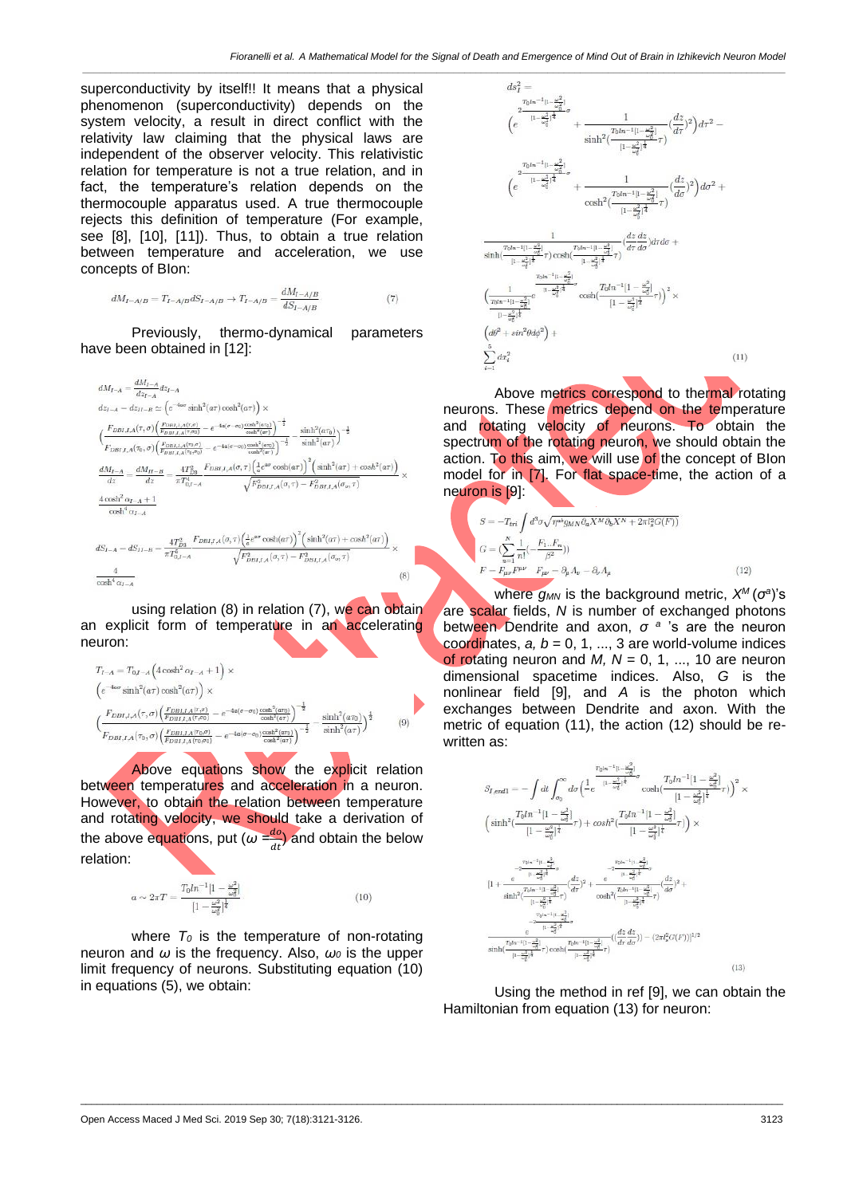superconductivity by itself!! It means that a physical phenomenon (superconductivity) depends on the system velocity, a result in direct conflict with the relativity law claiming that the physical laws are independent of the observer velocity. This relativistic relation for temperature is not a true relation, and in fact, the temperature's relation depends on the thermocouple apparatus used. A true thermocouple rejects this definition of temperature (For example, see [8], [10], [11]). Thus, to obtain a true relation between temperature and acceleration, we use concepts of BIon:

$$dM_{I-A/B} = T_{I-A/B}dS_{I-A/B} \rightarrow T_{I-A/B} = \frac{dM_{I-A/B}}{dS_{I-A/B}} \tag{7}$$

Previously, thermo-dynamical parameters have been obtained in [12]:

$$dM_{I-A} = \frac{dM_{I-A}}{dz_{I-A}}dz_{I-A}$$

$$dz_{I-A} - dz_{II-B} \simeq \left(e^{-4a\sigma}\sinh^2(a\tau)\cosh^2(a\tau)\right) \times$$

$$\left(\frac{F_{DBI,I,A}(\tau,\sigma)\left(\frac{F_{DBI,I,A}(\tau,\sigma)}{F_{DBI,I,A}(\tau,\sigma_0)}-e^{-4a(\sigma-\sigma_0)}\frac{\cosh^2(a\tau_0)}{\cosh^2(a\tau)}\right)^{-\frac{1}{2}}}{F_{DBI,I,A}(\tau_0,\sigma)\left(\frac{F_{DBI,I,A}(\tau_0,\sigma)}{F_{DBI,I,A}(\tau_0,\sigma_0)}-e^{-4a(\sigma-\sigma_0)}\frac{\cosh^2(a\tau_0)}{\cosh^2(a\tau)}\right)^{-\frac{1}{2}}}-\frac{\sinh^2(a\tau_0)}{\sinh^2(a\tau)}\right)^{\frac{1}{2}}$$

$$\frac{dM_{I-A}}{dz} = \frac{dM_{II-B}}{dz} = \frac{4T_{D3}^2}{\pi T_{0,I-A}^4}\frac{F_{DBI,I,A}(\sigma,\tau)\left(\frac{1}{a}e^{a\sigma}\cosh(a\tau)\right)^2\left(\sinh^2(a\tau)+\cosh^2(a\tau)\right)}{\sqrt{F_{DBI,I,A}^2(\sigma,\tau)-F_{DBI,I,A}^2(\sigma_0,\tau)}} \times$$

$$\frac{4\cosh^2\alpha_{I-A}+1}{\cosh^4\alpha_{I-A}}$$

$$dS_{I-A} = dS_{II-B} = \frac{4T_{D3}^2}{\pi T_{0,I-A}^5}\frac{F_{DBI,I,A}(\sigma,\tau)\left(\frac{1}{a}e^{a\sigma}\cosh(a\tau)\right)^2\left(\sinh^2(a\tau)+\cosh^2(a\tau)\right)}{\sqrt{F_{DBI,I,A}^2(\sigma,\tau)-F_{DBI,I,A}^2(\sigma_0,\tau)}} \times$$

$$\frac{4}{\cosh^4\alpha_{I-A}} \tag{8}$$

using relation (8) in relation (7), we can obtain an explicit form of temperature in an accelerating neuron:

$$T_{I-A} = T_{0,I-A}\left(4\cosh^2\alpha_{I-A}+1\right) \times$$

$$\left(e^{-4a\sigma}\sinh^2(a\tau)\cosh^2(a\tau)\right) \times$$

$$\left(\frac{F_{DBI,I,A}(\tau,\sigma)\left(\frac{F_{DBI,I,A}(\tau,\sigma)}{F_{DBI,I,A}(\tau,\sigma_0)}-e^{-4a(\sigma-\sigma_0)}\frac{\cosh^2(a\tau_0)}{\cosh^2(a\tau)}\right)^{-\frac{1}{2}}}{F_{DBI,I,A}(\tau_0,\sigma)\left(\frac{F_{DBI,I,A}(\tau_0,\sigma)}{F_{DBI,I,A}(\tau_0,\sigma_0)}-e^{-4a(\sigma-\sigma_0)}\frac{\cosh^2(a\tau_0)}{\cosh^2(a\tau)}\right)^{-\frac{1}{2}}}-\frac{\sinh^2(a\tau_0)}{\sinh^2(a\tau)}\right)^{\frac{1}{2}} \tag{9}$$

Above equations show the explicit relation between temperatures and acceleration in a neuron. However, to obtain the relation between temperature and rotating velocity, we should take a derivation of the above equations, put ($\omega = \frac{d\sigma}{dt}$) and obtain the below relation:

$$a \sim 2\pi T = \frac{T_0 ln^{-1}[1-\frac{\omega^2}{\omega_0^2}]}{[1-\frac{\omega^2}{\omega_0^2}]^{\frac{1}{4}}} \tag{10}$$

where $T_0$ is the temperature of non-rotating neuron and $\omega$ is the frequency. Also, $\omega_0$ is the upper limit frequency of neurons. Substituting equation (10) in equations (5), we obtain:

$$ds_I^2 =$$

$$\left(e^{2\frac{T_0 ln^{-1}[1-\frac{\omega^2}{\omega_0^2}]}{[1-\frac{\omega^2}{\omega_0^2}]^{\frac{1}{4}}}\sigma} + \frac{1}{\sinh^2(\frac{T_0 ln^{-1}[1-\frac{\omega^2}{\omega_0^2}]}{[1-\frac{\omega^2}{\omega_0^2}]^{\frac{1}{4}}}\tau)}(\frac{dz}{d\tau})^2\right)d\tau^2 -$$

$$\left(e^{2\frac{T_0 ln^{-1}[1-\frac{\omega^2}{\omega_0^2}]}{[1-\frac{\omega^2}{\omega_0^2}]^{\frac{1}{4}}}\sigma} + \frac{1}{\cosh^2(\frac{T_0 ln^{-1}[1-\frac{\omega^2}{\omega_0^2}]}{[1-\frac{\omega^2}{\omega_0^2}]^{\frac{1}{4}}}\tau)}(\frac{dz}{d\sigma})^2\right)d\sigma^2 +$$

$$\frac{1}{\sinh(\frac{T_0 ln^{-1}[1-\frac{\omega^2}{\omega_0^2}]}{[1-\frac{\omega^2}{\omega_0^2}]^{\frac{1}{4}}}\tau)\cosh(\frac{T_0 ln^{-1}[1-\frac{\omega^2}{\omega_0^2}]}{[1-\frac{\omega^2}{\omega_0^2}]^{\frac{1}{4}}}\tau)}(\frac{dz}{d\tau}\frac{dz}{d\sigma})d\tau d\sigma +$$

$$\left(\frac{1}{\frac{T_0 ln^{-1}[1-\frac{\omega^2}{\omega_0^2}]}{[1-\frac{\omega^2}{\omega_0^2}]^{\frac{1}{4}}}}e^{\frac{T_0 ln^{-1}[1-\frac{\omega^2}{\omega_0^2}]}{[1-\frac{\omega^2}{\omega_0^2}]^{\frac{1}{4}}}\sigma}\cosh(\frac{T_0 ln^{-1}[1-\frac{\omega^2}{\omega_0^2}]}{[1-\frac{\omega^2}{\omega_0^2}]^{\frac{1}{4}}}\tau)\right)^2 \times$$

$$\left(d\theta^2 + sin^2\theta d\phi^2\right) +$$

$$\sum_{i=1}^{5} dx_i^2 \tag{11}$$

Above metrics correspond to thermal rotating neurons. These metrics depend on the temperature and rotating velocity of neurons. To obtain the spectrum of the rotating neuron, we should obtain the action. To this aim, we will use of the concept of BIon model for in [7]. For flat space-time, the action of a neuron is [9]:

$$S = -T_{bri}\int d^3\sigma\sqrt{\eta^{ab}g_{MN}\partial_a X^M \partial_b X^N + 2\pi l_s^2 G(F)}$$

$$G = (\sum_{n=1}^{N}\frac{1}{n!}(-\frac{F_1...F_n}{\beta^2}))$$

$$F = F_{\mu\nu}F^{\mu\nu} \quad F_{\mu\nu} = \partial_\mu A_\nu - \partial_\nu A_\mu \tag{12}$$

where $g_{MN}$ is the background metric, $X^M(\sigma^a)$'s are scalar fields, $N$ is number of exchanged photons between Dendrite and axon, $\sigma^a$'s are the neuron coordinates, $a, b$ = 0, 1, ..., 3 are world-volume indices of rotating neuron and $M, N$ = 0, 1, ..., 10 are neuron dimensional spacetime indices. Also, $G$ is the nonlinear field [9], and $A$ is the photon which exchanges between Dendrite and axon. With the metric of equation (11), the action (12) should be re-written as:

$$S_{I,end1} = -\int dt\int_{\sigma_0}^{\infty}d\sigma\left(\frac{1}{e}e^{\frac{T_0 ln^{-1}[1-\frac{\omega^2}{\omega_0^2}]}{[1-\frac{\omega^2}{\omega_0^2}]^{\frac{1}{4}}}\sigma}\cosh(\frac{T_0 ln^{-1}[1-\frac{\omega^2}{\omega_0^2}]}{[1-\frac{\omega^2}{\omega_0^2}]^{\frac{1}{4}}}\tau)\right)^2 \times$$

$$\left(\sinh^2(\frac{T_0 ln^{-1}[1-\frac{\omega^2}{\omega_0^2}]}{[1-\frac{\omega^2}{\omega_0^2}]^{\frac{1}{4}}}\tau) + cosh^2(\frac{T_0 ln^{-1}[1-\frac{\omega^2}{\omega_0^2}]}{[1-\frac{\omega^2}{\omega_0^2}]^{\frac{1}{4}}}\tau)\right) \times$$

$$[1 + \frac{e^{-2\frac{T_0 ln^{-1}[1-\frac{\omega^2}{\omega_0^2}]}{[1-\frac{\omega^2}{\omega_0^2}]^{\frac{1}{4}}}\sigma}}{\sinh^2(\frac{T_0 ln^{-1}[1-\frac{\omega^2}{\omega_0^2}]}{[1-\frac{\omega^2}{\omega_0^2}]^{\frac{1}{4}}}\tau)}(\frac{dz}{d\tau})^2 + \frac{e^{-2\frac{T_0 ln^{-1}[1-\frac{\omega^2}{\omega_0^2}]}{[1-\frac{\omega^2}{\omega_0^2}]^{\frac{1}{4}}}\sigma}}{\cosh^2(\frac{T_0 ln^{-1}[1-\frac{\omega^2}{\omega_0^2}]}{[1-\frac{\omega^2}{\omega_0^2}]^{\frac{1}{4}}}\tau)}(\frac{dz}{d\sigma})^2 +$$

$$\frac{e^{-2\frac{T_0 ln^{-1}[1-\frac{\omega^2}{\omega_0^2}]}{[1-\frac{\omega^2}{\omega_0^2}]^{\frac{1}{4}}}\sigma}}{\sinh(\frac{T_0 ln^{-1}[1-\frac{\omega^2}{\omega_0^2}]}{[1-\frac{\omega^2}{\omega_0^2}]^{\frac{1}{4}}}\tau)\cosh(\frac{T_0 ln^{-1}[1-\frac{\omega^2}{\omega_0^2}]}{[1-\frac{\omega^2}{\omega_0^2}]^{\frac{1}{4}}}\tau)}((\frac{dz}{d\tau}\frac{dz}{d\sigma})) - (2\pi l_s^2 G(F))]^{1/2} \tag{13}$$

Using the method in ref [9], we can obtain the Hamiltonian from equation (13) for neuron: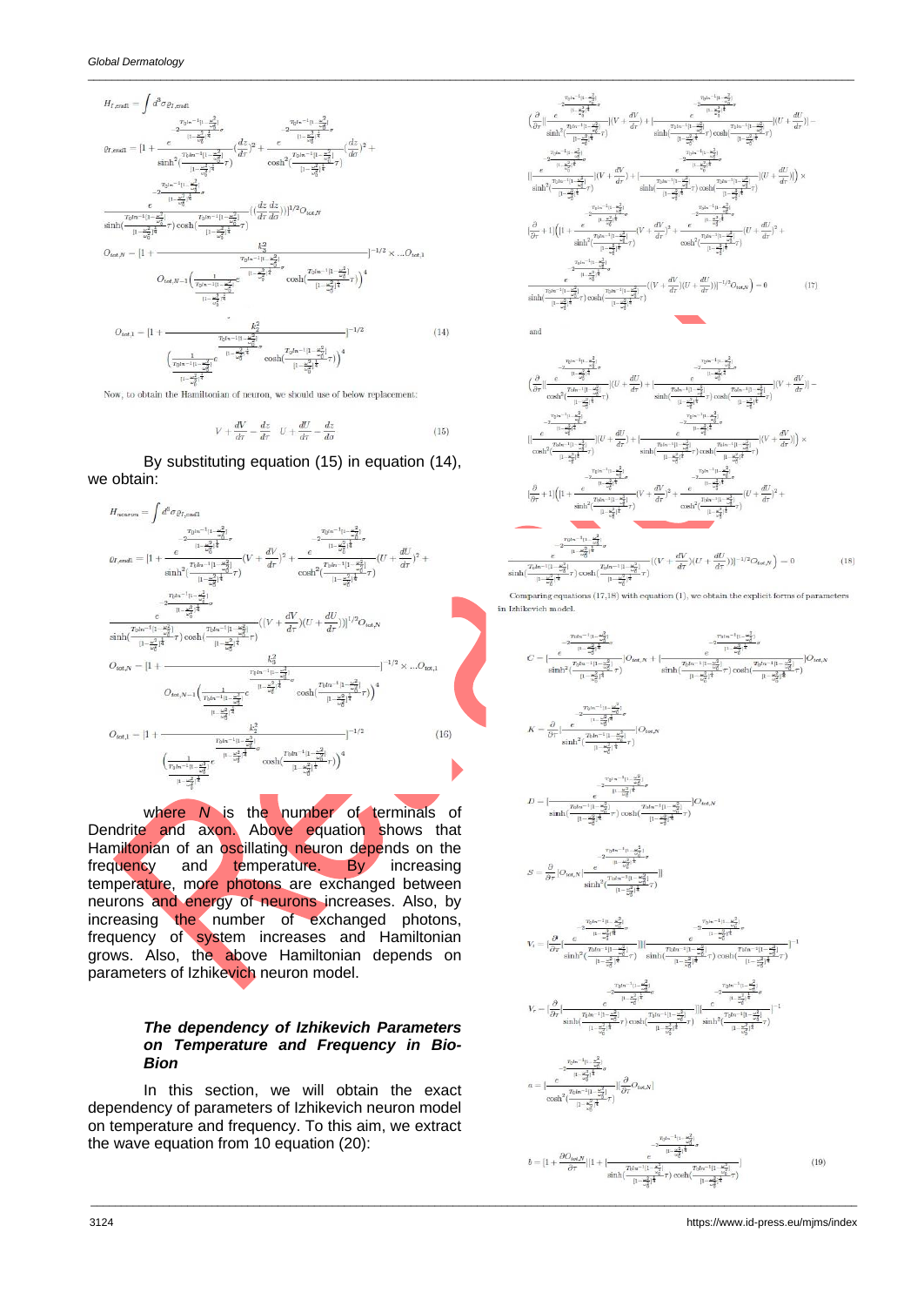$$H_{I,cnd1}=\int d^{8}\sigma\,\varrho_{I,cnd1}$$

$$\varrho_{I,cnd1}=[1+\frac{e^{-2\frac{T_0\ln^{-1}[1-\frac{x^2}{x_0^2}]}{[1-\frac{x^2}{x_0^2}]^{\frac{1}{4}}}\sigma}}{\sinh^{2}(\frac{T_0\ln^{-1}[1-\frac{x^2}{x_0^2}]}{[1-\frac{x^2}{x_0^2}]^{\frac{1}{4}}}\tau)}(\frac{dz}{d\tau})^{2}+\frac{e^{-2\frac{T_0\ln^{-1}[1-\frac{x^2}{x_0^2}]}{[1-\frac{x^2}{x_0^2}]^{\frac{1}{4}}}\sigma}}{\cosh^{2}(\frac{T_0\ln^{-1}[1-\frac{x^2}{x_0^2}]}{[1-\frac{x^2}{x_0^2}]^{\frac{1}{4}}}\tau)}(\frac{dz}{d\sigma})^{2}+$$
$$\frac{e^{-2\frac{T_0\ln^{-1}[1-\frac{x^2}{x_0^2}]}{[1-\frac{x^2}{x_0^2}]^{\frac{1}{4}}}\sigma}}{\sinh(\frac{T_0\ln^{-1}[1-\frac{x^2}{x_0^2}]}{[1-\frac{x^2}{x_0^2}]^{\frac{1}{4}}}\tau)\cosh(\frac{T_0\ln^{-1}[1-\frac{x^2}{x_0^2}]}{[1-\frac{x^2}{x_0^2}]^{\frac{1}{4}}}\tau)}((\frac{dz}{d\tau}\frac{dz}{d\sigma}))]^{1/2}O_{tot,N}$$

$$O_{tot,N}=[1+\frac{k_3^2}{O_{tot,N-1}\Big(\frac{1}{\frac{T_0\ln^{-1}[1-\frac{x^2}{x_0^2}]}{[1-\frac{x^2}{x_0^2}]^{\frac{1}{4}}}}e^{\frac{T_0\ln^{-1}[1-\frac{x^2}{x_0^2}]}{[1-\frac{x^2}{x_0^2}]^{\frac{1}{4}}}\sigma}\cosh(\frac{T_0\ln^{-1}[1-\frac{x^2}{x_0^2}]}{[1-\frac{x^2}{x_0^2}]^{\frac{1}{4}}}\tau)\Big)^{4}}]^{-1/2}\times\ldots O_{tot,1}$$

$$O_{tot,1}=[1+\frac{k_2^2}{\Big(\frac{1}{\frac{T_0\ln^{-1}[1-\frac{x^2}{x_0^2}]}{[1-\frac{x^2}{x_0^2}]^{\frac{1}{4}}}}e^{\frac{T_0\ln^{-1}[1-\frac{x^2}{x_0^2}]}{[1-\frac{x^2}{x_0^2}]^{\frac{1}{4}}}\sigma}\cosh(\frac{T_0\ln^{-1}[1-\frac{x^2}{x_0^2}]}{[1-\frac{x^2}{x_0^2}]^{\frac{1}{4}}}\tau)\Big)^{4}}]^{-1/2}\qquad(14)$$

Now, to obtain the Hamiltonian of neuron, we should use of below replacement:

$$V+\frac{dV}{d\tau}\rightarrow\frac{dz}{d\tau}\qquad U+\frac{dU}{d\tau}\rightarrow\frac{dz}{d\sigma}\qquad(15)$$

By substituting equation (15) in equation (14), we obtain:

$$H_{neuron}=\int d^{8}\sigma\,\varrho_{I,cnd1}$$

$$\varrho_{I,cnd1}=[1+\frac{e^{-2\frac{T_0\ln^{-1}[1-\frac{x^2}{x_0^2}]}{[1-\frac{x^2}{x_0^2}]^{\frac{1}{4}}}\sigma}}{\sinh^{2}(\frac{T_0\ln^{-1}[1-\frac{x^2}{x_0^2}]}{[1-\frac{x^2}{x_0^2}]^{\frac{1}{4}}}\tau)}(V+\frac{dV}{d\tau})^{2}+\frac{e^{-2\frac{T_0\ln^{-1}[1-\frac{x^2}{x_0^2}]}{[1-\frac{x^2}{x_0^2}]^{\frac{1}{4}}}\sigma}}{\cosh^{2}(\frac{T_0\ln^{-1}[1-\frac{x^2}{x_0^2}]}{[1-\frac{x^2}{x_0^2}]^{\frac{1}{4}}}\tau)}(U+\frac{dU}{d\tau})^{2}+$$
$$\frac{e^{-2\frac{T_0\ln^{-1}[1-\frac{x^2}{x_0^2}]}{[1-\frac{x^2}{x_0^2}]^{\frac{1}{4}}}\sigma}}{\sinh(\frac{T_0\ln^{-1}[1-\frac{x^2}{x_0^2}]}{[1-\frac{x^2}{x_0^2}]^{\frac{1}{4}}}\tau)\cosh(\frac{T_0\ln^{-1}[1-\frac{x^2}{x_0^2}]}{[1-\frac{x^2}{x_0^2}]^{\frac{1}{4}}}\tau)}((V+\frac{dV}{d\tau})(U+\frac{dU}{d\tau}))]^{1/2}O_{tot,N}$$

$$O_{tot,N}=[1+\frac{k_3^2}{O_{tot,N-1}\Big(\frac{1}{\frac{T_0\ln^{-1}[1-\frac{x^2}{x_0^2}]}{[1-\frac{x^2}{x_0^2}]^{\frac{1}{4}}}}e^{\frac{T_0\ln^{-1}[1-\frac{x^2}{x_0^2}]}{[1-\frac{x^2}{x_0^2}]^{\frac{1}{4}}}\sigma}\cosh(\frac{T_0\ln^{-1}[1-\frac{x^2}{x_0^2}]}{[1-\frac{x^2}{x_0^2}]^{\frac{1}{4}}}\tau)\Big)^{4}}]^{-1/2}\times\ldots O_{tot,1}$$

$$O_{tot,1}=[1+\frac{k_2^2}{\Big(\frac{1}{\frac{T_0\ln^{-1}[1-\frac{x^2}{x_0^2}]}{[1-\frac{x^2}{x_0^2}]^{\frac{1}{4}}}}e^{\frac{T_0\ln^{-1}[1-\frac{x^2}{x_0^2}]}{[1-\frac{x^2}{x_0^2}]^{\frac{1}{4}}}\sigma}\cosh(\frac{T_0\ln^{-1}[1-\frac{x^2}{x_0^2}]}{[1-\frac{x^2}{x_0^2}]^{\frac{1}{4}}}\tau)\Big)^{4}}]^{-1/2}\qquad(16)$$

where $N$ is the number of terminals of Dendrite and axon. Above equation shows that Hamiltonian of an oscillating neuron depends on the frequency and temperature. By increasing temperature, more photons are exchanged between neurons and energy of neurons increases. Also, by increasing the number of exchanged photons, frequency of system increases and Hamiltonian grows. Also, the above Hamiltonian depends on parameters of Izhikevich neuron model.

### *The dependency of Izhikevich Parameters on Temperature and Frequency in Bio-Bion*

In this section, we will obtain the exact dependency of parameters of Izhikevich neuron model on temperature and frequency. To this aim, we extract the wave equation from 10 equation (20):

$$\Big(\frac{\partial}{\partial\tau}[\frac{e^{-2\frac{T_0\ln^{-1}[1-\frac{x^2}{x_0^2}]}{[1-\frac{x^2}{x_0^2}]^{\frac{1}{4}}}\sigma}}{\sinh^{2}(\frac{T_0\ln^{-1}[1-\frac{x^2}{x_0^2}]}{[1-\frac{x^2}{x_0^2}]^{\frac{1}{4}}}\tau)}](V+\frac{dV}{d\tau})+[\frac{e^{-2\frac{T_0\ln^{-1}[1-\frac{x^2}{x_0^2}]}{[1-\frac{x^2}{x_0^2}]^{\frac{1}{4}}}\sigma}}{\sinh(\frac{T_0\ln^{-1}[1-\frac{x^2}{x_0^2}]}{[1-\frac{x^2}{x_0^2}]^{\frac{1}{4}}}\tau)\cosh(\frac{T_0\ln^{-1}[1-\frac{x^2}{x_0^2}]}{[1-\frac{x^2}{x_0^2}]^{\frac{1}{4}}}\tau)}](U+\frac{dU}{d\tau})\Big)-$$
$$\Big([\frac{e^{-2\frac{T_0\ln^{-1}[1-\frac{x^2}{x_0^2}]}{[1-\frac{x^2}{x_0^2}]^{\frac{1}{4}}}\sigma}}{\sinh^{2}(\frac{T_0\ln^{-1}[1-\frac{x^2}{x_0^2}]}{[1-\frac{x^2}{x_0^2}]^{\frac{1}{4}}}\tau)}](V+\frac{dV}{d\tau})+[\frac{e^{-2\frac{T_0\ln^{-1}[1-\frac{x^2}{x_0^2}]}{[1-\frac{x^2}{x_0^2}]^{\frac{1}{4}}}\sigma}}{\sinh(\frac{T_0\ln^{-1}[1-\frac{x^2}{x_0^2}]}{[1-\frac{x^2}{x_0^2}]^{\frac{1}{4}}}\tau)\cosh(\frac{T_0\ln^{-1}[1-\frac{x^2}{x_0^2}]}{[1-\frac{x^2}{x_0^2}]^{\frac{1}{4}}}\tau)}](U+\frac{dU}{d\tau})\Big)\times$$
$$(\frac{\partial}{\partial\tau}+1)\Big([1+\frac{e^{-2\frac{T_0\ln^{-1}[1-\frac{x^2}{x_0^2}]}{[1-\frac{x^2}{x_0^2}]^{\frac{1}{4}}}\sigma}}{\sinh^{2}(\frac{T_0\ln^{-1}[1-\frac{x^2}{x_0^2}]}{[1-\frac{x^2}{x_0^2}]^{\frac{1}{4}}}\tau)}(V+\frac{dV}{d\tau})^{2}+\frac{e^{-2\frac{T_0\ln^{-1}[1-\frac{x^2}{x_0^2}]}{[1-\frac{x^2}{x_0^2}]^{\frac{1}{4}}}\sigma}}{\cosh^{2}(\frac{T_0\ln^{-1}[1-\frac{x^2}{x_0^2}]}{[1-\frac{x^2}{x_0^2}]^{\frac{1}{4}}}\tau)}(U+\frac{dU}{d\tau})^{2}+$$
$$\frac{e^{-2\frac{T_0\ln^{-1}[1-\frac{x^2}{x_0^2}]}{[1-\frac{x^2}{x_0^2}]^{\frac{1}{4}}}\sigma}}{\sinh(\frac{T_0\ln^{-1}[1-\frac{x^2}{x_0^2}]}{[1-\frac{x^2}{x_0^2}]^{\frac{1}{4}}}\tau)\cosh(\frac{T_0\ln^{-1}[1-\frac{x^2}{x_0^2}]}{[1-\frac{x^2}{x_0^2}]^{\frac{1}{4}}}\tau)}((V+\frac{dV}{d\tau})(U+\frac{dU}{d\tau}))]^{-1/2}O_{tot,N}\Big)=0\qquad(17)$$

and

$$\Big(\frac{\partial}{\partial\tau}[\frac{e^{-2\frac{T_0\ln^{-1}[1-\frac{x^2}{x_0^2}]}{[1-\frac{x^2}{x_0^2}]^{\frac{1}{4}}}\sigma}}{\cosh^{2}(\frac{T_0\ln^{-1}[1-\frac{x^2}{x_0^2}]}{[1-\frac{x^2}{x_0^2}]^{\frac{1}{4}}}\tau)}](U+\frac{dU}{d\tau})+[\frac{e^{-2\frac{T_0\ln^{-1}[1-\frac{x^2}{x_0^2}]}{[1-\frac{x^2}{x_0^2}]^{\frac{1}{4}}}\sigma}}{\sinh(\frac{T_0\ln^{-1}[1-\frac{x^2}{x_0^2}]}{[1-\frac{x^2}{x_0^2}]^{\frac{1}{4}}}\tau)\cosh(\frac{T_0\ln^{-1}[1-\frac{x^2}{x_0^2}]}{[1-\frac{x^2}{x_0^2}]^{\frac{1}{4}}}\tau)}](V+\frac{dV}{d\tau})\Big)-$$
$$\Big([\frac{e^{-2\frac{T_0\ln^{-1}[1-\frac{x^2}{x_0^2}]}{[1-\frac{x^2}{x_0^2}]^{\frac{1}{4}}}\sigma}}{\cosh^{2}(\frac{T_0\ln^{-1}[1-\frac{x^2}{x_0^2}]}{[1-\frac{x^2}{x_0^2}]^{\frac{1}{4}}}\tau)}](U+\frac{dU}{d\tau})+[\frac{e^{-2\frac{T_0\ln^{-1}[1-\frac{x^2}{x_0^2}]}{[1-\frac{x^2}{x_0^2}]^{\frac{1}{4}}}\sigma}}{\sinh(\frac{T_0\ln^{-1}[1-\frac{x^2}{x_0^2}]}{[1-\frac{x^2}{x_0^2}]^{\frac{1}{4}}}\tau)\cosh(\frac{T_0\ln^{-1}[1-\frac{x^2}{x_0^2}]}{[1-\frac{x^2}{x_0^2}]^{\frac{1}{4}}}\tau)}](V+\frac{dV}{d\tau})\Big)\times$$
$$(\frac{\partial}{\partial\tau}+1)\Big([1+\frac{e^{-2\frac{T_0\ln^{-1}[1-\frac{x^2}{x_0^2}]}{[1-\frac{x^2}{x_0^2}]^{\frac{1}{4}}}\sigma}}{\sinh^{2}(\frac{T_0\ln^{-1}[1-\frac{x^2}{x_0^2}]}{[1-\frac{x^2}{x_0^2}]^{\frac{1}{4}}}\tau)}(V+\frac{dV}{d\tau})^{2}+\frac{e^{-2\frac{T_0\ln^{-1}[1-\frac{x^2}{x_0^2}]}{[1-\frac{x^2}{x_0^2}]^{\frac{1}{4}}}\sigma}}{\cosh^{2}(\frac{T_0\ln^{-1}[1-\frac{x^2}{x_0^2}]}{[1-\frac{x^2}{x_0^2}]^{\frac{1}{4}}}\tau)}(U+\frac{dU}{d\tau})^{2}+$$
$$\frac{e^{-2\frac{T_0\ln^{-1}[1-\frac{x^2}{x_0^2}]}{[1-\frac{x^2}{x_0^2}]^{\frac{1}{4}}}\sigma}}{\sinh(\frac{T_0\ln^{-1}[1-\frac{x^2}{x_0^2}]}{[1-\frac{x^2}{x_0^2}]^{\frac{1}{4}}}\tau)\cosh(\frac{T_0\ln^{-1}[1-\frac{x^2}{x_0^2}]}{[1-\frac{x^2}{x_0^2}]^{\frac{1}{4}}}\tau)}((V+\frac{dV}{d\tau})(U+\frac{dU}{d\tau}))]^{-1/2}O_{tot,N}\Big)=0\qquad(18)$$

Comparing equations (17,18) with equation (1), we obtain the explicit forms of parameters in Izhikevich model.

$$C=[\frac{e^{-2\frac{T_0\ln^{-1}[1-\frac{x^2}{x_0^2}]}{[1-\frac{x^2}{x_0^2}]^{\frac{1}{4}}}\sigma}}{\sinh^{2}(\frac{T_0\ln^{-1}[1-\frac{x^2}{x_0^2}]}{[1-\frac{x^2}{x_0^2}]^{\frac{1}{4}}}\tau)}]O_{tot,N}+[\frac{e^{-2\frac{T_0\ln^{-1}[1-\frac{x^2}{x_0^2}]}{[1-\frac{x^2}{x_0^2}]^{\frac{1}{4}}}\sigma}}{\sinh(\frac{T_0\ln^{-1}[1-\frac{x^2}{x_0^2}]}{[1-\frac{x^2}{x_0^2}]^{\frac{1}{4}}}\tau)\cosh(\frac{T_0\ln^{-1}[1-\frac{x^2}{x_0^2}]}{[1-\frac{x^2}{x_0^2}]^{\frac{1}{4}}}\tau)}]O_{tot,N}$$

$$K=\frac{\partial}{\partial\tau}[\frac{e^{-2\frac{T_0\ln^{-1}[1-\frac{x^2}{x_0^2}]}{[1-\frac{x^2}{x_0^2}]^{\frac{1}{4}}}\sigma}}{\sinh^{2}(\frac{T_0\ln^{-1}[1-\frac{x^2}{x_0^2}]}{[1-\frac{x^2}{x_0^2}]^{\frac{1}{4}}}\tau)}]O_{tot,N}$$

$$D=[\frac{e^{-2\frac{T_0\ln^{-1}[1-\frac{x^2}{x_0^2}]}{[1-\frac{x^2}{x_0^2}]^{\frac{1}{4}}}\sigma}}{\sinh(\frac{T_0\ln^{-1}[1-\frac{x^2}{x_0^2}]}{[1-\frac{x^2}{x_0^2}]^{\frac{1}{4}}}\tau)\cosh(\frac{T_0\ln^{-1}[1-\frac{x^2}{x_0^2}]}{[1-\frac{x^2}{x_0^2}]^{\frac{1}{4}}}\tau)}]O_{tot,N}$$

$$S=\frac{\partial}{\partial\tau}[O_{tot,N}[\frac{e^{-2\frac{T_0\ln^{-1}[1-\frac{x^2}{x_0^2}]}{[1-\frac{x^2}{x_0^2}]^{\frac{1}{4}}}\sigma}}{\sinh^{2}(\frac{T_0\ln^{-1}[1-\frac{x^2}{x_0^2}]}{[1-\frac{x^2}{x_0^2}]^{\frac{1}{4}}}\tau)}]]$$

$$V_t=[\frac{\partial}{\partial\tau}[\frac{e^{-2\frac{T_0\ln^{-1}[1-\frac{x^2}{x_0^2}]}{[1-\frac{x^2}{x_0^2}]^{\frac{1}{4}}}\sigma}}{\sinh^{2}(\frac{T_0\ln^{-1}[1-\frac{x^2}{x_0^2}]}{[1-\frac{x^2}{x_0^2}]^{\frac{1}{4}}}\tau)}]][\frac{e^{-2\frac{T_0\ln^{-1}[1-\frac{x^2}{x_0^2}]}{[1-\frac{x^2}{x_0^2}]^{\frac{1}{4}}}\sigma}}{\sinh(\frac{T_0\ln^{-1}[1-\frac{x^2}{x_0^2}]}{[1-\frac{x^2}{x_0^2}]^{\frac{1}{4}}}\tau)\cosh(\frac{T_0\ln^{-1}[1-\frac{x^2}{x_0^2}]}{[1-\frac{x^2}{x_0^2}]^{\frac{1}{4}}}\tau)}]^{-1}$$

$$V_r=[\frac{\partial}{\partial\tau}[\frac{e^{-2\frac{T_0\ln^{-1}[1-\frac{x^2}{x_0^2}]}{[1-\frac{x^2}{x_0^2}]^{\frac{1}{4}}}\sigma}}{\sinh(\frac{T_0\ln^{-1}[1-\frac{x^2}{x_0^2}]}{[1-\frac{x^2}{x_0^2}]^{\frac{1}{4}}}\tau)\cosh(\frac{T_0\ln^{-1}[1-\frac{x^2}{x_0^2}]}{[1-\frac{x^2}{x_0^2}]^{\frac{1}{4}}}\tau)}]][\frac{e^{-2\frac{T_0\ln^{-1}[1-\frac{x^2}{x_0^2}]}{[1-\frac{x^2}{x_0^2}]^{\frac{1}{4}}}\sigma}}{\sinh^{2}(\frac{T_0\ln^{-1}[1-\frac{x^2}{x_0^2}]}{[1-\frac{x^2}{x_0^2}]^{\frac{1}{4}}}\tau)}]^{-1}$$

$$a=[\frac{e^{-2\frac{T_0\ln^{-1}[1-\frac{x^2}{x_0^2}]}{[1-\frac{x^2}{x_0^2}]^{\frac{1}{4}}}\sigma}}{\cosh^{2}(\frac{T_0\ln^{-1}[1-\frac{x^2}{x_0^2}]}{[1-\frac{x^2}{x_0^2}]^{\frac{1}{4}}}\tau)}][\frac{\partial}{\partial\tau}O_{tot,N}]$$

$$b=[1+\frac{\partial O_{tot,N}}{\partial\tau}][1+[\frac{e^{-2\frac{T_0\ln^{-1}[1-\frac{x^2}{x_0^2}]}{[1-\frac{x^2}{x_0^2}]^{\frac{1}{4}}}\sigma}}{\sinh(\frac{T_0\ln^{-1}[1-\frac{x^2}{x_0^2}]}{[1-\frac{x^2}{x_0^2}]^{\frac{1}{4}}}\tau)\cosh(\frac{T_0\ln^{-1}[1-\frac{x^2}{x_0^2}]}{[1-\frac{x^2}{x_0^2}]^{\frac{1}{4}}}\tau)}]\qquad(19)$$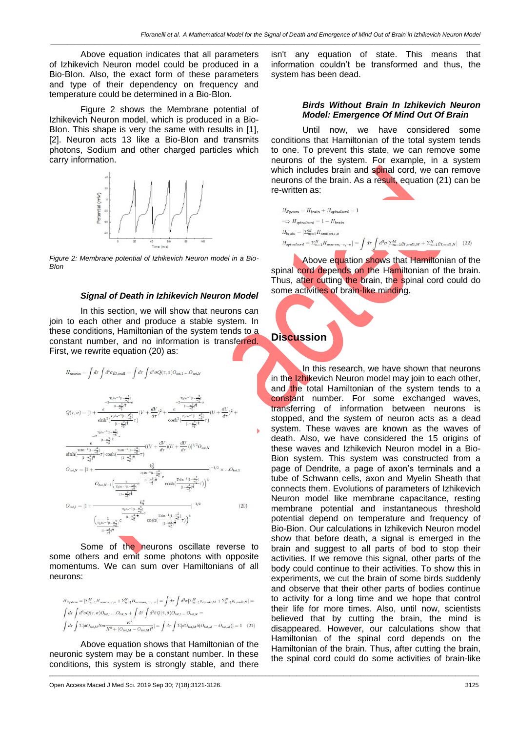Above equation indicates that all parameters of Izhikevich Neuron model could be produced in a Bio-BIon. Also, the exact form of these parameters and type of their dependency on frequency and temperature could be determined in a Bio-BIon.

Figure 2 shows the Membrane potential of Izhikevich Neuron model, which is produced in a Bio-BIon. This shape is very the same with results in [1], [2]. Neuron acts 13 like a Bio-BIon and transmits photons, Sodium and other charged particles which carry information.

Figure 2: Membrane potential of Izhikevich Neuron model in a Bio-BIon

### Signal of Death in Izhikevich Neuron Model

In this section, we will show that neurons can join to each other and produce a stable system. In these conditions, Hamiltonian of the system tends to a constant number, and no information is transferred. First, we rewrite equation (20) as:

$$H_{neuron} = \int d\tau \int d^3\sigma \rho_{I,cell} = \int d\tau \int d^3\sigma Q(\tau,\sigma) O_{tot,1} \ldots O_{tot,N}$$

$$Q(\tau,\sigma) = [1 + \frac{e^{-2\frac{T_0 \ln^{-1}[1-\frac{\sigma^2}{\sigma_0^2}]}{[1-\frac{\sigma^2}{\sigma_0^2}]^{\frac{1}{4}}}}}{\sinh^2(\frac{T_0 \ln^{-1}[1-\frac{\sigma^2}{\sigma_0^2}]}{[1-\frac{\sigma^2}{\sigma_0^2}]^{\frac{1}{4}}}\tau)}(V + \frac{dV}{d\tau})^2 + \frac{e^{-2\frac{T_0 \ln^{-1}[1-\frac{\sigma^2}{\sigma_0^2}]}{[1-\frac{\sigma^2}{\sigma_0^2}]^{\frac{1}{4}}}}}{\cosh^2(\frac{T_0 \ln^{-1}[1-\frac{\sigma^2}{\sigma_0^2}]}{[1-\frac{\sigma^2}{\sigma_0^2}]^{\frac{1}{4}}}\tau)}(U + \frac{dU}{d\tau})^2 + \frac{e^{-2\frac{T_0 \ln^{-1}[1-\frac{\sigma^2}{\sigma_0^2}]}{[1-\frac{\sigma^2}{\sigma_0^2}]^{\frac{1}{4}}}}}{\sinh(\frac{T_0 \ln^{-1}[1-\frac{\sigma^2}{\sigma_0^2}]}{[1-\frac{\sigma^2}{\sigma_0^2}]^{\frac{1}{4}}}\tau)\cosh(\frac{T_0 \ln^{-1}[1-\frac{\sigma^2}{\sigma_0^2}]}{[1-\frac{\sigma^2}{\sigma_0^2}]^{\frac{1}{4}}}\tau)}((V + \frac{dV}{d\tau})(U + \frac{dU}{d\tau}))]^{1/2} O_{tot,N}$$

$$O_{tot,N} = [1 + \frac{k_3^2}{O_{tot,N-1}\left(\frac{1}{\frac{T_0 \ln^{-1}[1-\frac{\sigma^2}{\sigma_0^2}]}{[1-\frac{\sigma^2}{\sigma_0^2}]^{\frac{1}{4}}}} e^{\frac{T_0 \ln^{-1}[1-\frac{\sigma^2}{\sigma_0^2}]}{[1-\frac{\sigma^2}{\sigma_0^2}]^{\frac{1}{4}}}} \cosh(\frac{T_0 \ln^{-1}[1-\frac{\sigma^2}{\sigma_0^2}]}{[1-\frac{\sigma^2}{\sigma_0^2}]^{\frac{1}{4}}}\tau)\right)^4}]^{-1/2} \times \ldots O_{tot,1}$$

$$O_{tot,1} = [1 + \frac{k_3^2}{\left(\frac{1}{\frac{T_0 \ln^{-1}[1-\frac{\sigma^2}{\sigma_0^2}]}{[1-\frac{\sigma^2}{\sigma_0^2}]^{\frac{1}{4}}}} e^{\frac{T_0 \ln^{-1}[1-\frac{\sigma^2}{\sigma_0^2}]}{[1-\frac{\sigma^2}{\sigma_0^2}]^{\frac{1}{4}}}} \cosh(\frac{T_0 \ln^{-1}[1-\frac{\sigma^2}{\sigma_0^2}]}{[1-\frac{\sigma^2}{\sigma_0^2}]^{\frac{1}{4}}}\tau)\right)^4}]^{-1/2} \quad (20)$$

Some of the neurons oscillate reverse to some others and emit some photons with opposite momentums. We can sum over Hamiltonians of all neurons:

$$H_{System} = [\Sigma_{m=1}^{M} H_{neuron,\tau,\sigma} + \Sigma_{n=1}^{N} H_{neuron,-\tau,-\sigma}] = \int d\tau \int d^3\sigma [\Sigma_{m=1}^{M} \rho_{I,cell1,M} + \Sigma_{n=1}^{N} \rho_{I,cell1,N}] =$$
$$\int d\tau \int d^3\sigma Q(\tau,\sigma) O_{tot,1} \ldots O_{tot,N} + \int d\tau \int d^3\sigma Q(\tau,\beta) O_{tot,1} \ldots O_{tot,N} =$$
$$\int d\tau \int \Sigma [dO_{tot,M} lim \frac{K^2}{K^2 + (O_{tot,M} - O_{tot,M})^2}] = \int d\tau \int \Sigma [dO_{tot,M} \delta(O_{tot,M} - O_{tot,M})] = 1 \quad (21)$$

Above equation shows that Hamiltonian of the neuronic system may be a constant number. In these conditions, this system is strongly stable, and there isn't any equation of state. This means that information couldn't be transformed and thus, the system has been dead.

### Birds Without Brain In Izhikevich Neuron Model: Emergence Of Mind Out Of Brain

Until now, we have considered some conditions that Hamiltonian of the total system tends to one. To prevent this state, we can remove some neurons of the system. For example, in a system which includes brain and spinal cord, we can remove neurons of the brain. As a result, equation (21) can be re-written as:

$$H_{System} = H_{brain} + H_{spinalcord} = 1$$
$$\rightarrow H_{spinalcord} = 1 - H_{brain}$$
$$H_{brain} = [\Sigma_{m=1}^{M} H_{neuron,\tau,\sigma}$$
$$H_{spinalcord} = \Sigma_{n=1}^{N} H_{neuron,-\tau,-\sigma}] = \int d\tau \int d^3\sigma [\Sigma_{m=1}^{M} \rho_{I,cell1,M} + \Sigma_{n=1}^{N} \rho_{I,cell1,N}] \quad (22)$$

Above equation shows that Hamiltonian of the spinal cord depends on the Hamiltonian of the brain. Thus, after cutting the brain, the spinal cord could do some activities of brain-like minding.

## Discussion

In this research, we have shown that neurons in the Izhikevich Neuron model may join to each other, and the total Hamiltonian of the system tends to a constant number. For some exchanged waves, transferring of information between neurons is stopped, and the system of neuron acts as a dead system. These waves are known as the waves of death. Also, we have considered the 15 origins of these waves and Izhikevich Neuron model in a Bio-Bion system. This system was constructed from a page of Dendrite, a page of axon's terminals and a tube of Schwann cells, axon and Myelin Sheath that connects them. Evolutions of parameters of Izhikevich Neuron model like membrane capacitance, resting membrane potential and instantaneous threshold potential depend on temperature and frequency of Bio-Bion. Our calculations in Izhikevich Neuron model show that before death, a signal is emerged in the brain and suggest to all parts of bod to stop their activities. If we remove this signal, other parts of the body could continue to their activities. To show this in experiments, we cut the brain of some birds suddenly and observe that their other parts of bodies continue to activity for a long time and we hope that control their life for more times. Also, until now, scientists believed that by cutting the brain, the mind is disappeared. However, our calculations show that Hamiltonian of the spinal cord depends on the Hamiltonian of the brain. Thus, after cutting the brain, the spinal cord could do some activities of brain-like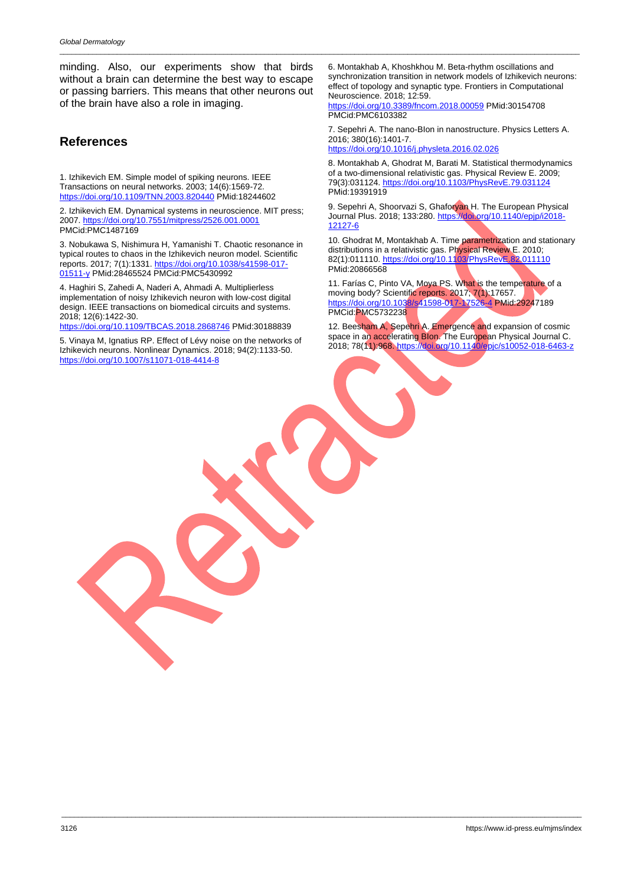minding. Also, our experiments show that birds without a brain can determine the best way to escape or passing barriers. This means that other neurons out of the brain have also a role in imaging.

## References

1. Izhikevich EM. Simple model of spiking neurons. IEEE Transactions on neural networks. 2003; 14(6):1569-72. https://doi.org/10.1109/TNN.2003.820440 PMid:18244602

2. Izhikevich EM. Dynamical systems in neuroscience. MIT press; 2007. https://doi.org/10.7551/mitpress/2526.001.0001 PMCid:PMC1487169

3. Nobukawa S, Nishimura H, Yamanishi T. Chaotic resonance in typical routes to chaos in the Izhikevich neuron model. Scientific reports. 2017; 7(1):1331. https://doi.org/10.1038/s41598-017-01511-y PMid:28465524 PMCid:PMC5430992

4. Haghiri S, Zahedi A, Naderi A, Ahmadi A. Multiplierless implementation of noisy Izhikevich neuron with low-cost digital design. IEEE transactions on biomedical circuits and systems. 2018; 12(6):1422-30. https://doi.org/10.1109/TBCAS.2018.2868746 PMid:30188839

5. Vinaya M, Ignatius RP. Effect of Lévy noise on the networks of Izhikevich neurons. Nonlinear Dynamics. 2018; 94(2):1133-50. https://doi.org/10.1007/s11071-018-4414-8

6. Montakhab A, Khoshkhou M. Beta-rhythm oscillations and synchronization transition in network models of Izhikevich neurons: effect of topology and synaptic type. Frontiers in Computational Neuroscience. 2018; 12:59. https://doi.org/10.3389/fncom.2018.00059 PMid:30154708 PMCid:PMC6103382

7. Sepehri A. The nano-BIon in nanostructure. Physics Letters A. 2016; 380(16):1401-7. https://doi.org/10.1016/j.physleta.2016.02.026

8. Montakhab A, Ghodrat M, Barati M. Statistical thermodynamics of a two-dimensional relativistic gas. Physical Review E. 2009; 79(3):031124. https://doi.org/10.1103/PhysRevE.79.031124 PMid:19391919

9. Sepehri A, Shoorvazi S, Ghaforyan H. The European Physical Journal Plus. 2018; 133:280. https://doi.org/10.1140/epjp/i2018-12127-6

10. Ghodrat M, Montakhab A. Time parametrization and stationary distributions in a relativistic gas. Physical Review E. 2010; 82(1):011110. https://doi.org/10.1103/PhysRevE.82.011110 PMid:20866568

11. Farías C, Pinto VA, Moya PS. What is the temperature of a moving body? Scientific reports. 2017; 7(1):17657. https://doi.org/10.1038/s41598-017-17526-4 PMid:29247189 PMCid:PMC5732238

12. Beesham A, Sepehri A. Emergence and expansion of cosmic space in an accelerating BIon. The European Physical Journal C. 2018; 78(11):968. https://doi.org/10.1140/epjc/s10052-018-6463-z